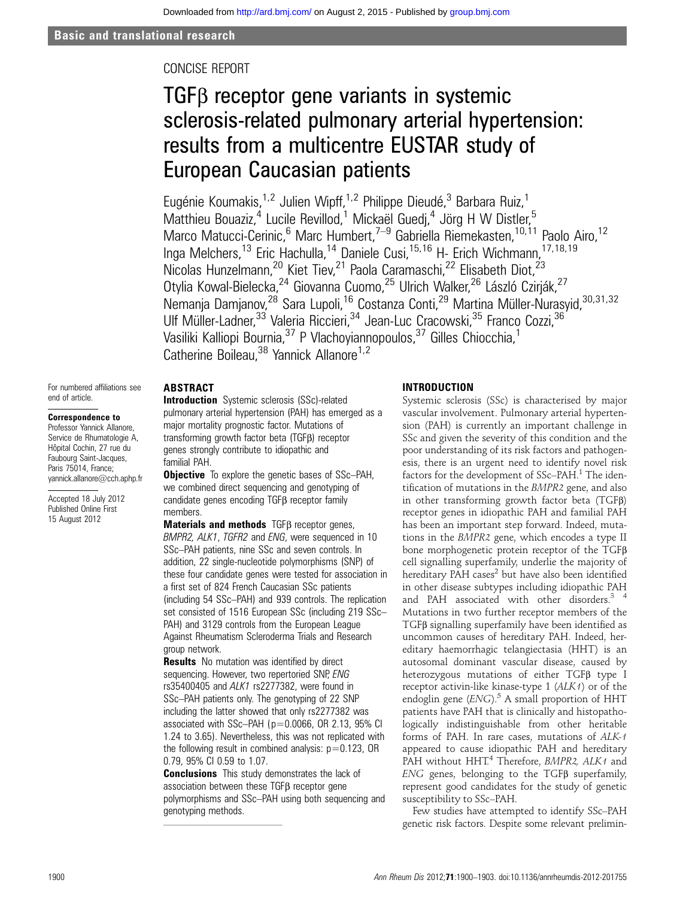CONCISE REPORT

# TGFβ receptor gene variants in systemic sclerosis-related pulmonary arterial hypertension: results from a multicentre EUSTAR study of European Caucasian patients

Eugénie Koumakis,[1,2] Julien Wipff,[1,2] Philippe Dieudé,[3] Barbara Ruiz,[1] Matthieu Bouaziz,[4] Lucile Revillod,[1] Mickaël Guedj,[4] Jörg H W Distler,[5] Marco Matucci-Cerinic,[6] Marc Humbert,[7–9] Gabriella Riemekasten,[10,11] Paolo Airo,[12] Inga Melchers,[13] Eric Hachulla,[14] Daniele Cusi,[15,16] H- Erich Wichmann,[17,18,19] Nicolas Hunzelmann,[20] Kiet Tiev,[21] Paola Caramaschi,[22] Elisabeth Diot,[23] Otylia Kowal-Bielecka,[24] Giovanna Cuomo,[25] Ulrich Walker,[26] László Czirják,[27] Nemanja Damjanov,[28] Sara Lupoli,[16] Costanza Conti,[29] Martina Müller-Nurasyid,[30,31,32] Ulf Müller-Ladner,[33] Valeria Riccieri,[34] Jean-Luc Cracowski,[35] Franco Cozzi,[36] Vasiliki Kalliopi Bournia,[37] P Vlachoyiannopoulos,[37] Gilles Chiocchia,[1] Catherine Boileau,[38] Yannick Allanore[1,2]

For numbered affiliations see end of article.

**Correspondence to**
Professor Yannick Allanore, Service de Rhumatologie A, Hôpital Cochin, 27 rue du Faubourg Saint-Jacques, Paris 75014, France; yannick.allanore@cch.aphp.fr

Accepted 18 July 2012
Published Online First 15 August 2012

## ABSTRACT

**Introduction** Systemic sclerosis (SSc)-related pulmonary arterial hypertension (PAH) has emerged as a major mortality prognostic factor. Mutations of transforming growth factor beta (TGFβ) receptor genes strongly contribute to idiopathic and familial PAH.

**Objective** To explore the genetic bases of SSc–PAH, we combined direct sequencing and genotyping of candidate genes encoding TGFβ receptor family members.

**Materials and methods** TGFβ receptor genes, *BMPR2, ALK1*, *TGFR2* and *ENG*, were sequenced in 10 SSc–PAH patients, nine SSc and seven controls. In addition, 22 single-nucleotide polymorphisms (SNP) of these four candidate genes were tested for association in a first set of 824 French Caucasian SSc patients (including 54 SSc–PAH) and 939 controls. The replication set consisted of 1516 European SSc (including 219 SSc–PAH) and 3129 controls from the European League Against Rheumatism Scleroderma Trials and Research group network.

**Results** No mutation was identified by direct sequencing. However, two repertoried SNP, *ENG* rs35400405 and *ALK1* rs2277382, were found in SSc–PAH patients only. The genotyping of 22 SNP including the latter showed that only rs2277382 was associated with SSc–PAH (p=0.0066, OR 2.13, 95% CI 1.24 to 3.65). Nevertheless, this was not replicated with the following result in combined analysis: p=0.123, OR 0.79, 95% CI 0.59 to 1.07.

**Conclusions** This study demonstrates the lack of association between these TGFβ receptor gene polymorphisms and SSc–PAH using both sequencing and genotyping methods.

## INTRODUCTION

Systemic sclerosis (SSc) is characterised by major vascular involvement. Pulmonary arterial hypertension (PAH) is currently an important challenge in SSc and given the severity of this condition and the poor understanding of its risk factors and pathogenesis, there is an urgent need to identify novel risk factors for the development of SSc–PAH.[1] The identification of mutations in the *BMPR2* gene, and also in other transforming growth factor beta (TGFβ) receptor genes in idiopathic PAH and familial PAH has been an important step forward. Indeed, mutations in the *BMPR2* gene, which encodes a type II bone morphogenetic protein receptor of the TGFβ cell signalling superfamily, underlie the majority of hereditary PAH cases[2] but have also been identified in other disease subtypes including idiopathic PAH and PAH associated with other disorders.[3 4] Mutations in two further receptor members of the TGFβ signalling superfamily have been identified as uncommon causes of hereditary PAH. Indeed, hereditary haemorrhagic telangiectasia (HHT) is an autosomal dominant vascular disease, caused by heterozygous mutations of either TGFβ type I receptor activin-like kinase-type 1 (*ALK1*) or of the endoglin gene (*ENG*).[5] A small proportion of HHT patients have PAH that is clinically and histopathologically indistinguishable from other heritable forms of PAH. In rare cases, mutations of *ALK-1* appeared to cause idiopathic PAH and hereditary PAH without HHT.[4] Therefore, *BMPR2, ALK1* and *ENG* genes, belonging to the TGFβ superfamily, represent good candidates for the study of genetic susceptibility to SSc–PAH.

Few studies have attempted to identify SSc–PAH genetic risk factors. Despite some relevant prelimin-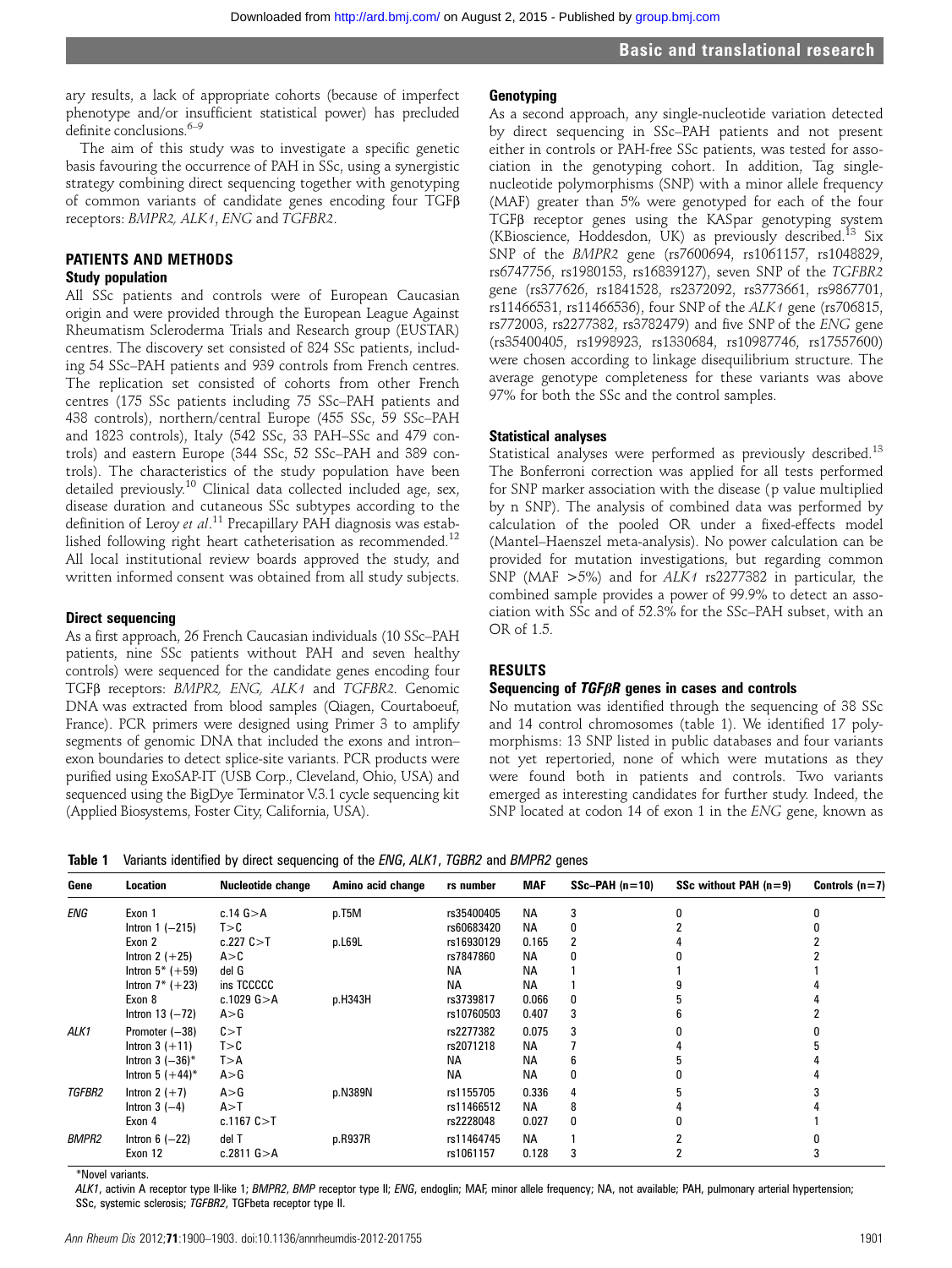ary results, a lack of appropriate cohorts (because of imperfect phenotype and/or insufficient statistical power) has precluded definite conclusions.[6–9]

The aim of this study was to investigate a specific genetic basis favouring the occurrence of PAH in SSc, using a synergistic strategy combining direct sequencing together with genotyping of common variants of candidate genes encoding four TGFβ receptors: *BMPR2, ALK1*, *ENG* and *TGFBR2*.

## PATIENTS AND METHODS

### Study population

All SSc patients and controls were of European Caucasian origin and were provided through the European League Against Rheumatism Scleroderma Trials and Research group (EUSTAR) centres. The discovery set consisted of 824 SSc patients, including 54 SSc–PAH patients and 939 controls from French centres. The replication set consisted of cohorts from other French centres (175 SSc patients including 75 SSc–PAH patients and 438 controls), northern/central Europe (455 SSc, 59 SSc–PAH and 1823 controls), Italy (542 SSc, 33 PAH–SSc and 479 controls) and eastern Europe (344 SSc, 52 SSc–PAH and 389 controls). The characteristics of the study population have been detailed previously.[10] Clinical data collected included age, sex, disease duration and cutaneous SSc subtypes according to the definition of Leroy *et al*.[11] Precapillary PAH diagnosis was established following right heart catheterisation as recommended.[12] All local institutional review boards approved the study, and written informed consent was obtained from all study subjects.

### Direct sequencing

As a first approach, 26 French Caucasian individuals (10 SSc–PAH patients, nine SSc patients without PAH and seven healthy controls) were sequenced for the candidate genes encoding four TGFβ receptors: *BMPR2, ENG, ALK1* and *TGFBR2*. Genomic DNA was extracted from blood samples (Qiagen, Courtaboeuf, France). PCR primers were designed using Primer 3 to amplify segments of genomic DNA that included the exons and intron–exon boundaries to detect splice-site variants. PCR products were purified using ExoSAP-IT (USB Corp., Cleveland, Ohio, USA) and sequenced using the BigDye Terminator V.3.1 cycle sequencing kit (Applied Biosystems, Foster City, California, USA).

### Genotyping

As a second approach, any single-nucleotide variation detected by direct sequencing in SSc–PAH patients and not present either in controls or PAH-free SSc patients, was tested for association in the genotyping cohort. In addition, Tag single-nucleotide polymorphisms (SNP) with a minor allele frequency (MAF) greater than 5% were genotyped for each of the four TGFβ receptor genes using the KASpar genotyping system (KBioscience, Hoddesdon, UK) as previously described.[13] Six SNP of the *BMPR2* gene (rs7600694, rs1061157, rs1048829, rs6747756, rs1980153, rs16839127), seven SNP of the *TGFBR2* gene (rs377626, rs1841528, rs2372092, rs3773661, rs9867701, rs11466531, rs11466536), four SNP of the *ALK1* gene (rs706815, rs772003, rs2277382, rs3782479) and five SNP of the *ENG* gene (rs35400405, rs1998923, rs1330684, rs10987746, rs17557600) were chosen according to linkage disequilibrium structure. The average genotype completeness for these variants was above 97% for both the SSc and the control samples.

### Statistical analyses

Statistical analyses were performed as previously described.[13] The Bonferroni correction was applied for all tests performed for SNP marker association with the disease (p value multiplied by n SNP). The analysis of combined data was performed by calculation of the pooled OR under a fixed-effects model (Mantel–Haenszel meta-analysis). No power calculation can be provided for mutation investigations, but regarding common SNP (MAF >5%) and for *ALK1* rs2277382 in particular, the combined sample provides a power of 99.9% to detect an association with SSc and of 52.3% for the SSc–PAH subset, with an OR of 1.5.

## RESULTS

### Sequencing of *TGFβR* genes in cases and controls

No mutation was identified through the sequencing of 38 SSc and 14 control chromosomes (table 1). We identified 17 polymorphisms: 13 SNP listed in public databases and four variants not yet repertoried, none of which were mutations as they were found both in patients and controls. Two variants emerged as interesting candidates for further study. Indeed, the SNP located at codon 14 of exon 1 in the *ENG* gene, known as

**Table 1** Variants identified by direct sequencing of the *ENG*, *ALK1*, *TGBR2* and *BMPR2* genes

| Gene | Location | Nucleotide change | Amino acid change | rs number | MAF | SSc–PAH (n=10) | SSc without PAH (n=9) | Controls (n=7) |
|---|---|---|---|---|---|---|---|---|
| *ENG* | Exon 1 | c.14 G>A | p.T5M | rs35400405 | NA | 3 | 0 | 0 |
| | Intron 1 (−215) | T>C | | rs60683420 | NA | 0 | 2 | 0 |
| | Exon 2 | c.227 C>T | p.L69L | rs16930129 | 0.165 | 2 | 4 | 2 |
| | Intron 2 (+25) | A>C | | rs7847860 | NA | 0 | 0 | 2 |
| | Intron 5* (+59) | del G | | NA | NA | 1 | 1 | 1 |
| | Intron 7* (+23) | ins TCCCCC | | NA | NA | 1 | 9 | 4 |
| | Exon 8 | c.1029 G>A | p.H343H | rs3739817 | 0.066 | 0 | 5 | 4 |
| | Intron 13 (−72) | A>G | | rs10760503 | 0.407 | 3 | 6 | 2 |
| *ALK1* | Promoter (−38) | C>T | | rs2277382 | 0.075 | 3 | 0 | 0 |
| | Intron 3 (+11) | T>C | | rs2071218 | NA | 7 | 4 | 5 |
| | Intron 3 (−36)* | T>A | | NA | NA | 6 | 5 | 4 |
| | Intron 5 (+44)* | A>G | | NA | NA | 0 | 0 | 4 |
| *TGFBR2* | Intron 2 (+7) | A>G | p.N389N | rs1155705 | 0.336 | 4 | 5 | 3 |
| | Intron 3 (−4) | A>T | | rs11466512 | NA | 8 | 4 | 4 |
| | Exon 4 | c.1167 C>T | | rs2228048 | 0.027 | 0 | 0 | 1 |
| *BMPR2* | Intron 6 (−22) | del T | p.R937R | rs11464745 | NA | 1 | 2 | 0 |
| | Exon 12 | c.2811 G>A | | rs1061157 | 0.128 | 3 | 2 | 3 |

*Novel variants.

*ALK1*, activin A receptor type II-like 1; *BMPR2*, BMP receptor type II; *ENG*, endoglin; MAF, minor allele frequency; NA, not available; PAH, pulmonary arterial hypertension; SSc, systemic sclerosis; *TGFBR2*, TGFbeta receptor type II.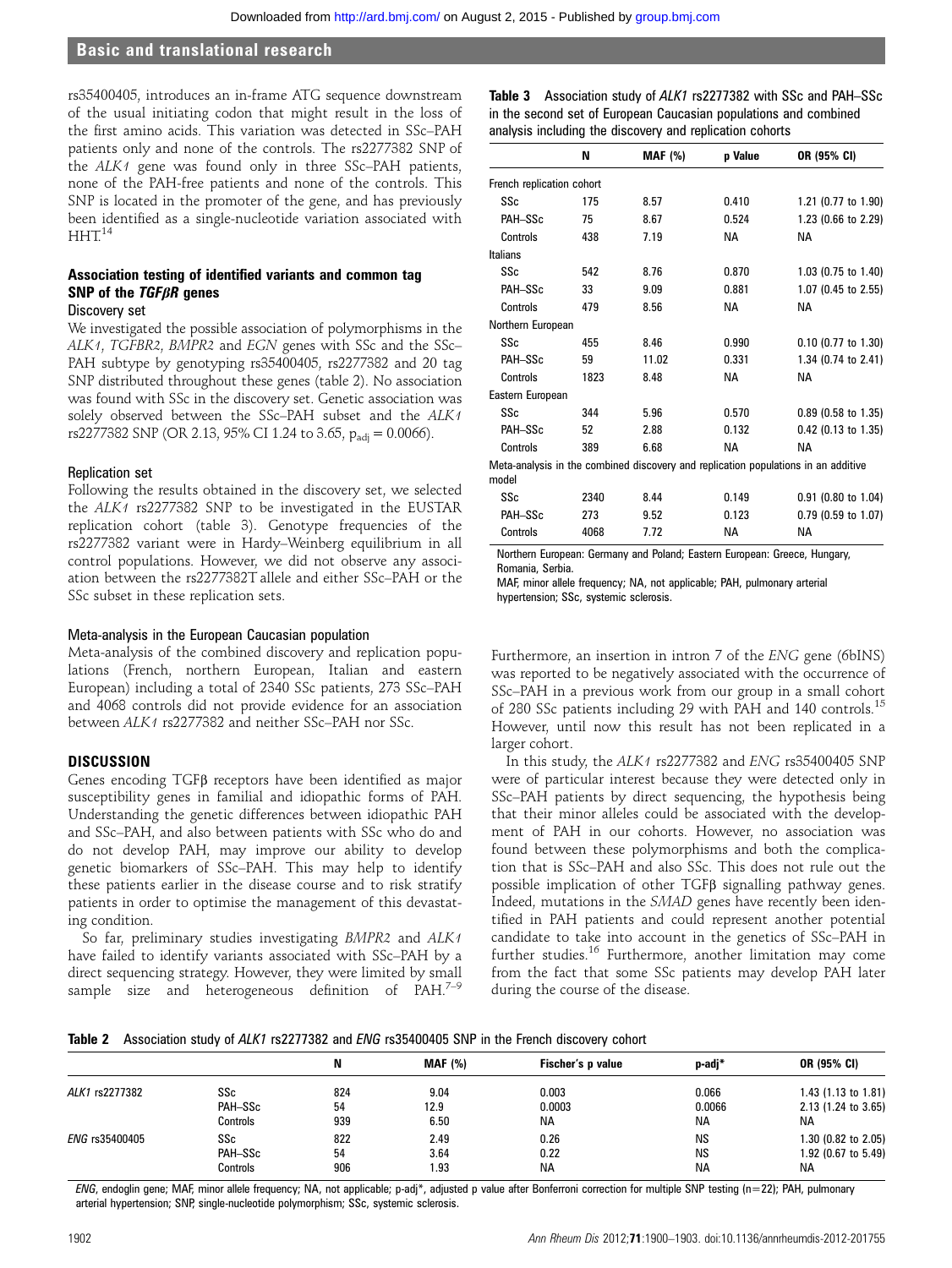rs35400405, introduces an in-frame ATG sequence downstream of the usual initiating codon that might result in the loss of the first amino acids. This variation was detected in SSc–PAH patients only and none of the controls. The rs2277382 SNP of the *ALK1* gene was found only in three SSc–PAH patients, none of the PAH-free patients and none of the controls. This SNP is located in the promoter of the gene, and has previously been identified as a single-nucleotide variation associated with HHT.[14]

### Association testing of identified variants and common tag SNP of the *TGFβR* genes

#### Discovery set

We investigated the possible association of polymorphisms in the *ALK1*, *TGFBR2*, *BMPR2* and *EGN* genes with SSc and the SSc–PAH subtype by genotyping rs35400405, rs2277382 and 20 tag SNP distributed throughout these genes (table 2). No association was found with SSc in the discovery set. Genetic association was solely observed between the SSc–PAH subset and the *ALK1* rs2277382 SNP (OR 2.13, 95% CI 1.24 to 3.65, $p_{adj} = 0.0066$).

#### Replication set

Following the results obtained in the discovery set, we selected the *ALK1* rs2277382 SNP to be investigated in the EUSTAR replication cohort (table 3). Genotype frequencies of the rs2277382 variant were in Hardy–Weinberg equilibrium in all control populations. However, we did not observe any association between the rs2277382T allele and either SSc–PAH or the SSc subset in these replication sets.

#### Meta-analysis in the European Caucasian population

Meta-analysis of the combined discovery and replication populations (French, northern European, Italian and eastern European) including a total of 2340 SSc patients, 273 SSc–PAH and 4068 controls did not provide evidence for an association between *ALK1* rs2277382 and neither SSc–PAH nor SSc.

**Table 3** Association study of *ALK1* rs2277382 with SSc and PAH–SSc in the second set of European Caucasian populations and combined analysis including the discovery and replication cohorts

| | N | MAF (%) | p Value | OR (95% CI) |
|---|---|---|---|---|
| French replication cohort | | | | |
| SSc | 175 | 8.57 | 0.410 | 1.21 (0.77 to 1.90) |
| PAH–SSc | 75 | 8.67 | 0.524 | 1.23 (0.66 to 2.29) |
| Controls | 438 | 7.19 | NA | NA |
| Italians | | | | |
| SSc | 542 | 8.76 | 0.870 | 1.03 (0.75 to 1.40) |
| PAH–SSc | 33 | 9.09 | 0.881 | 1.07 (0.45 to 2.55) |
| Controls | 479 | 8.56 | NA | NA |
| Northern European | | | | |
| SSc | 455 | 8.46 | 0.990 | 0.10 (0.77 to 1.30) |
| PAH–SSc | 59 | 11.02 | 0.331 | 1.34 (0.74 to 2.41) |
| Controls | 1823 | 8.48 | NA | NA |
| Eastern European | | | | |
| SSc | 344 | 5.96 | 0.570 | 0.89 (0.58 to 1.35) |
| PAH–SSc | 52 | 2.88 | 0.132 | 0.42 (0.13 to 1.35) |
| Controls | 389 | 6.68 | NA | NA |
| Meta-analysis in the combined discovery and replication populations in an additive model | | | | |
| SSc | 2340 | 8.44 | 0.149 | 0.91 (0.80 to 1.04) |
| PAH–SSc | 273 | 9.52 | 0.123 | 0.79 (0.59 to 1.07) |
| Controls | 4068 | 7.72 | NA | NA |

Northern European: Germany and Poland; Eastern European: Greece, Hungary, Romania, Serbia.
MAF, minor allele frequency; NA, not applicable; PAH, pulmonary arterial hypertension; SSc, systemic sclerosis.

## DISCUSSION

Genes encoding TGFβ receptors have been identified as major susceptibility genes in familial and idiopathic forms of PAH. Understanding the genetic differences between idiopathic PAH and SSc–PAH, and also between patients with SSc who do and do not develop PAH, may improve our ability to develop genetic biomarkers of SSc–PAH. This may help to identify these patients earlier in the disease course and to risk stratify patients in order to optimise the management of this devastating condition.

So far, preliminary studies investigating *BMPR2* and *ALK1* have failed to identify variants associated with SSc–PAH by a direct sequencing strategy. However, they were limited by small sample size and heterogeneous definition of PAH.[7–9] Furthermore, an insertion in intron 7 of the *ENG* gene (6bINS) was reported to be negatively associated with the occurrence of SSc–PAH in a previous work from our group in a small cohort of 280 SSc patients including 29 with PAH and 140 controls.[15] However, until now this result has not been replicated in a larger cohort.

In this study, the *ALK1* rs2277382 and *ENG* rs35400405 SNP were of particular interest because they were detected only in SSc–PAH patients by direct sequencing, the hypothesis being that their minor alleles could be associated with the development of PAH in our cohorts. However, no association was found between these polymorphisms and both the complication that is SSc–PAH and also SSc. This does not rule out the possible implication of other TGFβ signalling pathway genes. Indeed, mutations in the *SMAD* genes have recently been identified in PAH patients and could represent another potential candidate to take into account in the genetics of SSc–PAH in further studies.[16] Furthermore, another limitation may come from the fact that some SSc patients may develop PAH later during the course of the disease.

**Table 2** Association study of *ALK1* rs2277382 and *ENG* rs35400405 SNP in the French discovery cohort

| | | N | MAF (%) | Fischer's p value | p-adj* | OR (95% CI) |
|---|---|---|---|---|---|---|
| *ALK1* rs2277382 | SSc | 824 | 9.04 | 0.003 | 0.066 | 1.43 (1.13 to 1.81) |
| | PAH–SSc | 54 | 12.9 | 0.0003 | 0.0066 | 2.13 (1.24 to 3.65) |
| | Controls | 939 | 6.50 | NA | NA | NA |
| *ENG* rs35400405 | SSc | 822 | 2.49 | 0.26 | NS | 1.30 (0.82 to 2.05) |
| | PAH–SSc | 54 | 3.64 | 0.22 | NS | 1.92 (0.67 to 5.49) |
| | Controls | 906 | 1.93 | NA | NA | NA |

*ENG*, endoglin gene; MAF, minor allele frequency; NA, not applicable; p-adj*, adjusted p value after Bonferroni correction for multiple SNP testing (n=22); PAH, pulmonary arterial hypertension; SNP, single-nucleotide polymorphism; SSc, systemic sclerosis.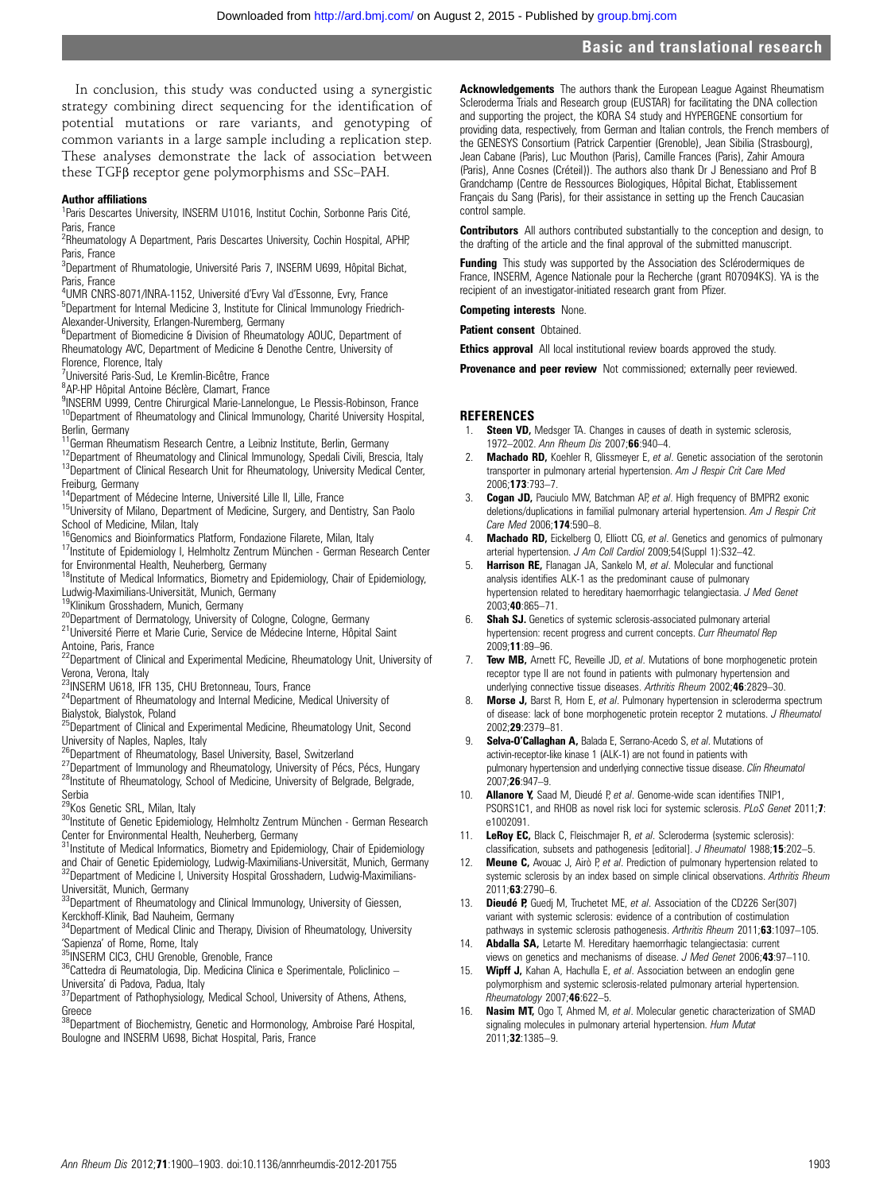In conclusion, this study was conducted using a synergistic strategy combining direct sequencing for the identification of potential mutations or rare variants, and genotyping of common variants in a large sample including a replication step. These analyses demonstrate the lack of association between these TGFβ receptor gene polymorphisms and SSc–PAH.

#### Author affiliations

[1]Paris Descartes University, INSERM U1016, Institut Cochin, Sorbonne Paris Cité, Paris, France
[2]Rheumatology A Department, Paris Descartes University, Cochin Hospital, APHP, Paris, France
[3]Department of Rhumatologie, Université Paris 7, INSERM U699, Hôpital Bichat, Paris, France
[4]UMR CNRS-8071/INRA-1152, Université d'Evry Val d'Essonne, Evry, France
[5]Department for Internal Medicine 3, Institute for Clinical Immunology Friedrich-Alexander-University, Erlangen-Nuremberg, Germany
[6]Department of Biomedicine & Division of Rheumatology AOUC, Department of Rheumatology AVC, Department of Medicine & Denothe Centre, University of Florence, Florence, Italy
[7]Université Paris-Sud, Le Kremlin-Bicêtre, France
[8]AP-HP Hôpital Antoine Béclère, Clamart, France
[9]INSERM U999, Centre Chirurgical Marie-Lannelongue, Le Plessis-Robinson, France
[10]Department of Rheumatology and Clinical Immunology, Charité University Hospital, Berlin, Germany
[11]German Rheumatism Research Centre, a Leibniz Institute, Berlin, Germany
[12]Department of Rheumatology and Clinical Immunology, Spedali Civili, Brescia, Italy
[13]Department of Clinical Research Unit for Rheumatology, University Medical Center, Freiburg, Germany
[14]Department of Médecine Interne, Université Lille II, Lille, France
[15]University of Milano, Department of Medicine, Surgery, and Dentistry, San Paolo School of Medicine, Milan, Italy
[16]Genomics and Bioinformatics Platform, Fondazione Filarete, Milan, Italy
[17]Institute of Epidemiology I, Helmholtz Zentrum München - German Research Center for Environmental Health, Neuherberg, Germany
[18]Institute of Medical Informatics, Biometry and Epidemiology, Chair of Epidemiology, Ludwig-Maximilians-Universität, Munich, Germany
[19]Klinikum Grosshadern, Munich, Germany
[20]Department of Dermatology, University of Cologne, Cologne, Germany
[21]Université Pierre et Marie Curie, Service de Médecine Interne, Hôpital Saint Antoine, Paris, France
[22]Department of Clinical and Experimental Medicine, Rheumatology Unit, University of Verona, Verona, Italy
[23]INSERM U618, IFR 135, CHU Bretonneau, Tours, France
[24]Department of Rheumatology and Internal Medicine, Medical University of Bialystok, Bialystok, Poland
[25]Department of Clinical and Experimental Medicine, Rheumatology Unit, Second University of Naples, Naples, Italy
[26]Department of Rheumatology, Basel University, Basel, Switzerland
[27]Department of Immunology and Rheumatology, University of Pécs, Pécs, Hungary
[28]Institute of Rheumatology, School of Medicine, University of Belgrade, Belgrade, Serbia
[29]Kos Genetic SRL, Milan, Italy
[30]Institute of Genetic Epidemiology, Helmholtz Zentrum München - German Research Center for Environmental Health, Neuherberg, Germany
[31]Institute of Medical Informatics, Biometry and Epidemiology, Chair of Epidemiology and Chair of Genetic Epidemiology, Ludwig-Maximilians-Universität, Munich, Germany
[32]Department of Medicine I, University Hospital Grosshadern, Ludwig-Maximilians-Universität, Munich, Germany
[33]Department of Rheumatology and Clinical Immunology, University of Giessen, Kerckhoff-Klinik, Bad Nauheim, Germany
[34]Department of Medical Clinic and Therapy, Division of Rheumatology, University 'Sapienza' of Rome, Rome, Italy
[35]INSERM CIC3, CHU Grenoble, Grenoble, France
[36]Cattedra di Reumatologia, Dip. Medicina Clinica e Sperimentale, Policlinico – Universita' di Padova, Padua, Italy
[37]Department of Pathophysiology, Medical School, University of Athens, Athens, Greece
[38]Department of Biochemistry, Genetic and Hormonology, Ambroise Paré Hospital, Boulogne and INSERM U698, Bichat Hospital, Paris, France

**Acknowledgements** The authors thank the European League Against Rheumatism Scleroderma Trials and Research group (EUSTAR) for facilitating the DNA collection and supporting the project, the KORA S4 study and HYPERGENE consortium for providing data, respectively, from German and Italian controls, the French members of the GENESYS Consortium (Patrick Carpentier (Grenoble), Jean Sibilia (Strasbourg), Jean Cabane (Paris), Luc Mouthon (Paris), Camille Frances (Paris), Zahir Amoura (Paris), Anne Cosnes (Créteil)). The authors also thank Dr J Benessiano and Prof B Grandchamp (Centre de Ressources Biologiques, Hôpital Bichat, Etablissement Français du Sang (Paris), for their assistance in setting up the French Caucasian control sample.

**Contributors** All authors contributed substantially to the conception and design, to the drafting of the article and the final approval of the submitted manuscript.

**Funding** This study was supported by the Association des Sclérodermiques de France, INSERM, Agence Nationale pour la Recherche (grant R07094KS). YA is the recipient of an investigator-initiated research grant from Pfizer.

**Competing interests** None.

**Patient consent** Obtained.

**Ethics approval** All local institutional review boards approved the study.

**Provenance and peer review** Not commissioned; externally peer reviewed.

## REFERENCES

1. **Steen VD,** Medsger TA. Changes in causes of death in systemic sclerosis, 1972–2002. *Ann Rheum Dis* 2007;**66**:940–4.
2. **Machado RD,** Koehler R, Glissmeyer E, *et al*. Genetic association of the serotonin transporter in pulmonary arterial hypertension. *Am J Respir Crit Care Med* 2006;**173**:793–7.
3. **Cogan JD,** Pauciulo MW, Batchman AP, *et al*. High frequency of BMPR2 exonic deletions/duplications in familial pulmonary arterial hypertension. *Am J Respir Crit Care Med* 2006;**174**:590–8.
4. **Machado RD,** Eickelberg O, Elliott CG, *et al*. Genetics and genomics of pulmonary arterial hypertension. *J Am Coll Cardiol* 2009;54(Suppl 1):S32–42.
5. **Harrison RE,** Flanagan JA, Sankelo M, *et al*. Molecular and functional analysis identifies ALK-1 as the predominant cause of pulmonary hypertension related to hereditary haemorrhagic telangiectasia. *J Med Genet* 2003;**40**:865–71.
6. **Shah SJ.** Genetics of systemic sclerosis-associated pulmonary arterial hypertension: recent progress and current concepts. *Curr Rheumatol Rep* 2009;**11**:89–96.
7. **Tew MB,** Arnett FC, Reveille JD, *et al*. Mutations of bone morphogenetic protein receptor type II are not found in patients with pulmonary hypertension and underlying connective tissue diseases. *Arthritis Rheum* 2002;**46**:2829–30.
8. **Morse J,** Barst R, Horn E, *et al*. Pulmonary hypertension in scleroderma spectrum of disease: lack of bone morphogenetic protein receptor 2 mutations. *J Rheumatol* 2002;**29**:2379–81.
9. **Selva-O'Callaghan A,** Balada E, Serrano-Acedo S, *et al*. Mutations of activin-receptor-like kinase 1 (ALK-1) are not found in patients with pulmonary hypertension and underlying connective tissue disease. *Clin Rheumatol* 2007;**26**:947–9.
10. **Allanore Y,** Saad M, Dieudé P, *et al*. Genome-wide scan identifies TNIP1, PSORS1C1, and RHOB as novel risk loci for systemic sclerosis. *PLoS Genet* 2011;**7**:e1002091.
11. **LeRoy EC,** Black C, Fleischmajer R, *et al*. Scleroderma (systemic sclerosis): classification, subsets and pathogenesis [editorial]. *J Rheumatol* 1988;**15**:202–5.
12. **Meune C,** Avouac J, Airò P, *et al*. Prediction of pulmonary hypertension related to systemic sclerosis by an index based on simple clinical observations. *Arthritis Rheum* 2011;**63**:2790–6.
13. **Dieudé P,** Guedj M, Truchetet ME, *et al*. Association of the CD226 Ser(307) variant with systemic sclerosis: evidence of a contribution of costimulation pathways in systemic sclerosis pathogenesis. *Arthritis Rheum* 2011;**63**:1097–105.
14. **Abdalla SA,** Letarte M. Hereditary haemorrhagic telangiectasia: current views on genetics and mechanisms of disease. *J Med Genet* 2006;**43**:97–110.
15. **Wipff J,** Kahan A, Hachulla E, *et al*. Association between an endoglin gene polymorphism and systemic sclerosis-related pulmonary arterial hypertension. *Rheumatology* 2007;**46**:622–5.
16. **Nasim MT,** Ogo T, Ahmed M, *et al*. Molecular genetic characterization of SMAD signaling molecules in pulmonary arterial hypertension. *Hum Mutat* 2011;**32**:1385–9.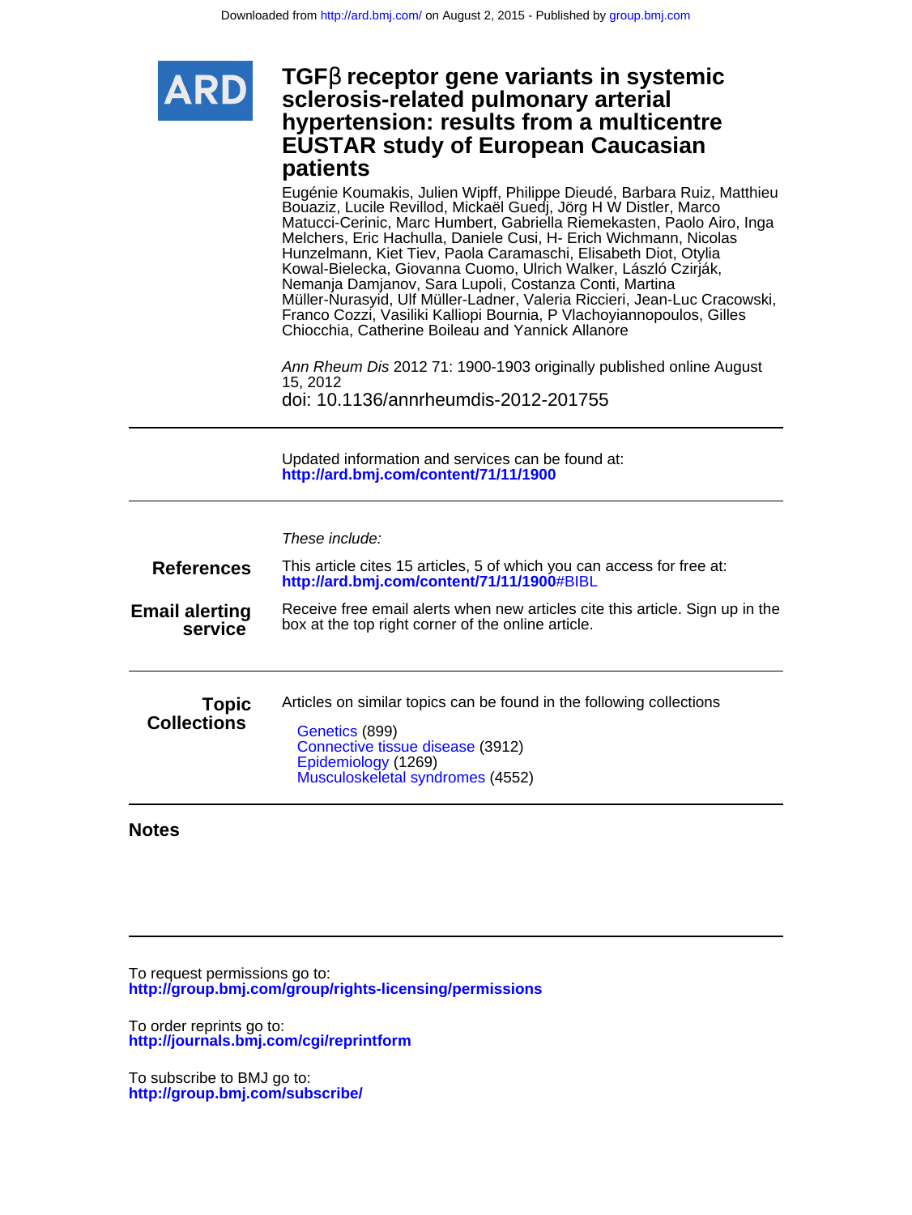Downloaded from http://ard.bmj.com/ on August 2, 2015 - Published by group.bmj.com

ARD

# TGFβ receptor gene variants in systemic sclerosis-related pulmonary arterial hypertension: results from a multicentre EUSTAR study of European Caucasian patients

Eugénie Koumakis, Julien Wipff, Philippe Dieudé, Barbara Ruiz, Matthieu Bouaziz, Lucile Revillod, Mickaël Guedj, Jörg H W Distler, Marco Matucci-Cerinic, Marc Humbert, Gabriella Riemekasten, Paolo Airo, Inga Melchers, Eric Hachulla, Daniele Cusi, H- Erich Wichmann, Nicolas Hunzelmann, Kiet Tiev, Paola Caramaschi, Elisabeth Diot, Otylia Kowal-Bielecka, Giovanna Cuomo, Ulrich Walker, László Czirják, Nemanja Damjanov, Sara Lupoli, Costanza Conti, Martina Müller-Nurasyid, Ulf Müller-Ladner, Valeria Riccieri, Jean-Luc Cracowski, Franco Cozzi, Vasiliki Kalliopi Bournia, P Vlachoyiannopoulos, Gilles Chiocchia, Catherine Boileau and Yannick Allanore

*Ann Rheum Dis* 2012 71: 1900-1903 originally published online August 15, 2012
doi: 10.1136/annrheumdis-2012-201755

Updated information and services can be found at:
**http://ard.bmj.com/content/71/11/1900**

*These include:*

**References**
This article cites 15 articles, 5 of which you can access for free at:
**http://ard.bmj.com/content/71/11/1900**#BIBL

**Email alerting service**
Receive free email alerts when new articles cite this article. Sign up in the box at the top right corner of the online article.

**Topic Collections**
Articles on similar topics can be found in the following collections

- Genetics (899)
- Connective tissue disease (3912)
- Epidemiology (1269)
- Musculoskeletal syndromes (4552)

## Notes

To request permissions go to:
**http://group.bmj.com/group/rights-licensing/permissions**

To order reprints go to:
**http://journals.bmj.com/cgi/reprintform**

To subscribe to BMJ go to:
**http://group.bmj.com/subscribe/**